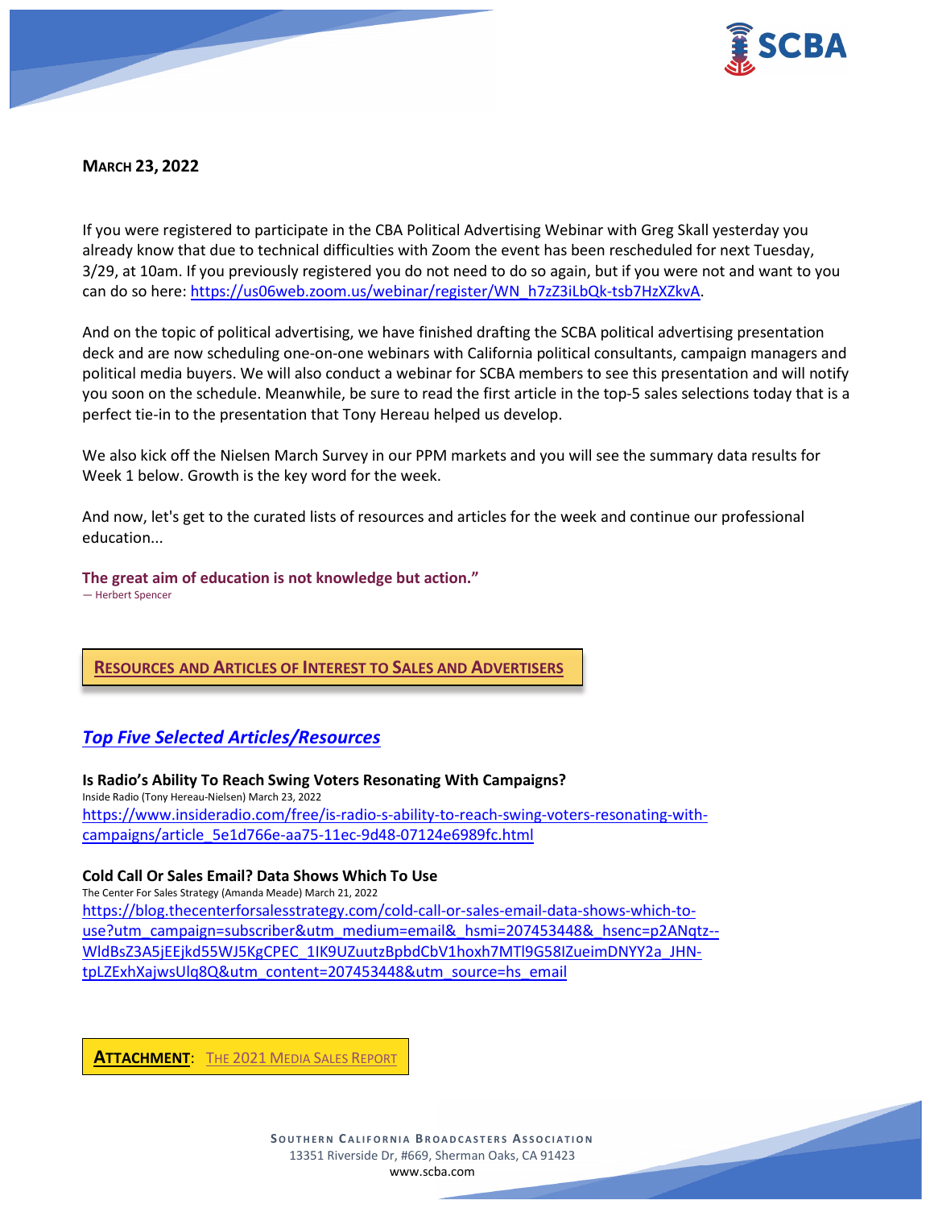**MARCH 23, 2022**

If you were registered to participate in the CBA Political Advertising Webinar with Greg Skall yesterday you already know that due to technical difficulties with Zoom the event has been rescheduled for next Tuesday, 3/29, at 10am. If you previously registered you do not need to do so again, but if you were not and want to you can do so here: https://us06web.zoom.us/webinar/register/WN_h7zZ3iLbQk-tsb7HzXZkvA.

And on the topic of political advertising, we have finished drafting the SCBA political advertising presentation deck and are now scheduling one-on-one webinars with California political consultants, campaign managers and political media buyers. We will also conduct a webinar for SCBA members to see this presentation and will notify you soon on the schedule. Meanwhile, be sure to read the first article in the top-5 sales selections today that is a perfect tie-in to the presentation that Tony Hereau helped us develop.

We also kick off the Nielsen March Survey in our PPM markets and you will see the summary data results for Week 1 below. Growth is the key word for the week.

And now, let's get to the curated lists of resources and articles for the week and continue our professional education...

**The great aim of education is not knowledge but action."**
— Herbert Spencer

## RESOURCES AND ARTICLES OF INTEREST TO SALES AND ADVERTISERS

### *Top Five Selected Articles/Resources*

**Is Radio's Ability To Reach Swing Voters Resonating With Campaigns?**
Inside Radio (Tony Hereau-Nielsen) March 23, 2022
https://www.insideradio.com/free/is-radio-s-ability-to-reach-swing-voters-resonating-with-campaigns/article_5e1d766e-aa75-11ec-9d48-07124e6989fc.html

**Cold Call Or Sales Email? Data Shows Which To Use**
The Center For Sales Strategy (Amanda Meade) March 21, 2022
https://blog.thecenterforsalesstrategy.com/cold-call-or-sales-email-data-shows-which-to-use?utm_campaign=subscriber&utm_medium=email&_hsmi=207453448&_hsenc=p2ANqtz--WldBsZ3A5jEEjkd55WJ5KgCPEC_1IK9UZuutzBpbdCbV1hoxh7MTl9G58IZueimDNYY2a_JHN-tpLZExhXajwsUlq8Q&utm_content=207453448&utm_source=hs_email

**ATTACHMENT**: THE 2021 MEDIA SALES REPORT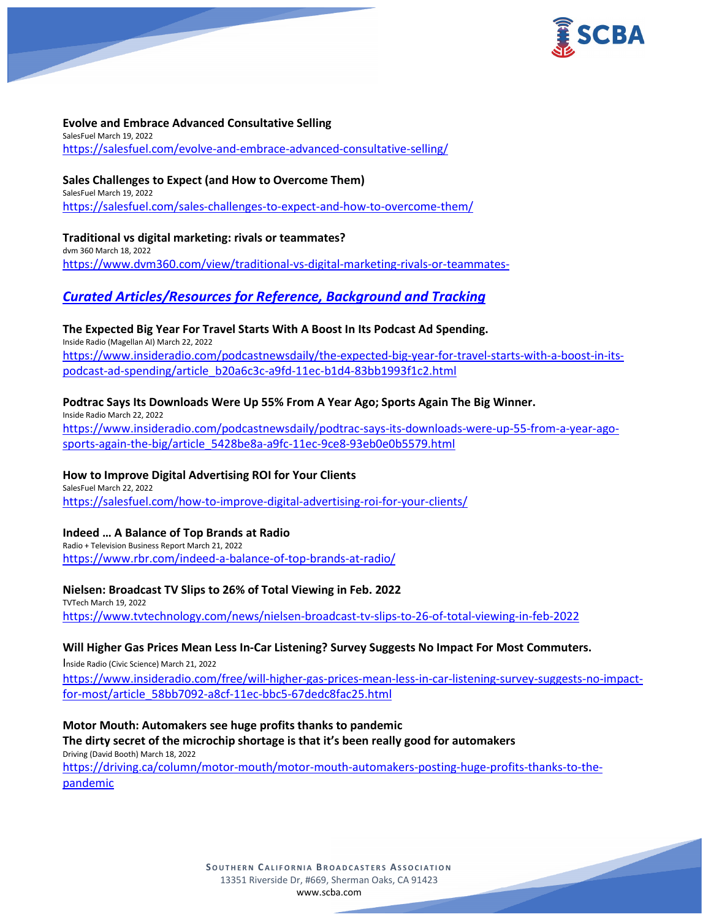**Evolve and Embrace Advanced Consultative Selling**
SalesFuel March 19, 2022
https://salesfuel.com/evolve-and-embrace-advanced-consultative-selling/

**Sales Challenges to Expect (and How to Overcome Them)**
SalesFuel March 19, 2022
https://salesfuel.com/sales-challenges-to-expect-and-how-to-overcome-them/

**Traditional vs digital marketing: rivals or teammates?**
dvm 360 March 18, 2022
https://www.dvm360.com/view/traditional-vs-digital-marketing-rivals-or-teammates-

## ***Curated Articles/Resources for Reference, Background and Tracking***

**The Expected Big Year For Travel Starts With A Boost In Its Podcast Ad Spending.**
Inside Radio (Magellan AI) March 22, 2022
https://www.insideradio.com/podcastnewsdaily/the-expected-big-year-for-travel-starts-with-a-boost-in-its-podcast-ad-spending/article_b20a6c3c-a9fd-11ec-b1d4-83bb1993f1c2.html

**Podtrac Says Its Downloads Were Up 55% From A Year Ago; Sports Again The Big Winner.**
Inside Radio March 22, 2022
https://www.insideradio.com/podcastnewsdaily/podtrac-says-its-downloads-were-up-55-from-a-year-ago-sports-again-the-big/article_5428be8a-a9fc-11ec-9ce8-93eb0e0b5579.html

**How to Improve Digital Advertising ROI for Your Clients**
SalesFuel March 22, 2022
https://salesfuel.com/how-to-improve-digital-advertising-roi-for-your-clients/

**Indeed … A Balance of Top Brands at Radio**
Radio + Television Business Report March 21, 2022
https://www.rbr.com/indeed-a-balance-of-top-brands-at-radio/

**Nielsen: Broadcast TV Slips to 26% of Total Viewing in Feb. 2022**
TVTech March 19, 2022
https://www.tvtechnology.com/news/nielsen-broadcast-tv-slips-to-26-of-total-viewing-in-feb-2022

**Will Higher Gas Prices Mean Less In-Car Listening? Survey Suggests No Impact For Most Commuters.**
Inside Radio (Civic Science) March 21, 2022
https://www.insideradio.com/free/will-higher-gas-prices-mean-less-in-car-listening-survey-suggests-no-impact-for-most/article_58bb7092-a8cf-11ec-bbc5-67dedc8fac25.html

**Motor Mouth: Automakers see huge profits thanks to pandemic**
**The dirty secret of the microchip shortage is that it's been really good for automakers**
Driving (David Booth) March 18, 2022
https://driving.ca/column/motor-mouth/motor-mouth-automakers-posting-huge-profits-thanks-to-the-pandemic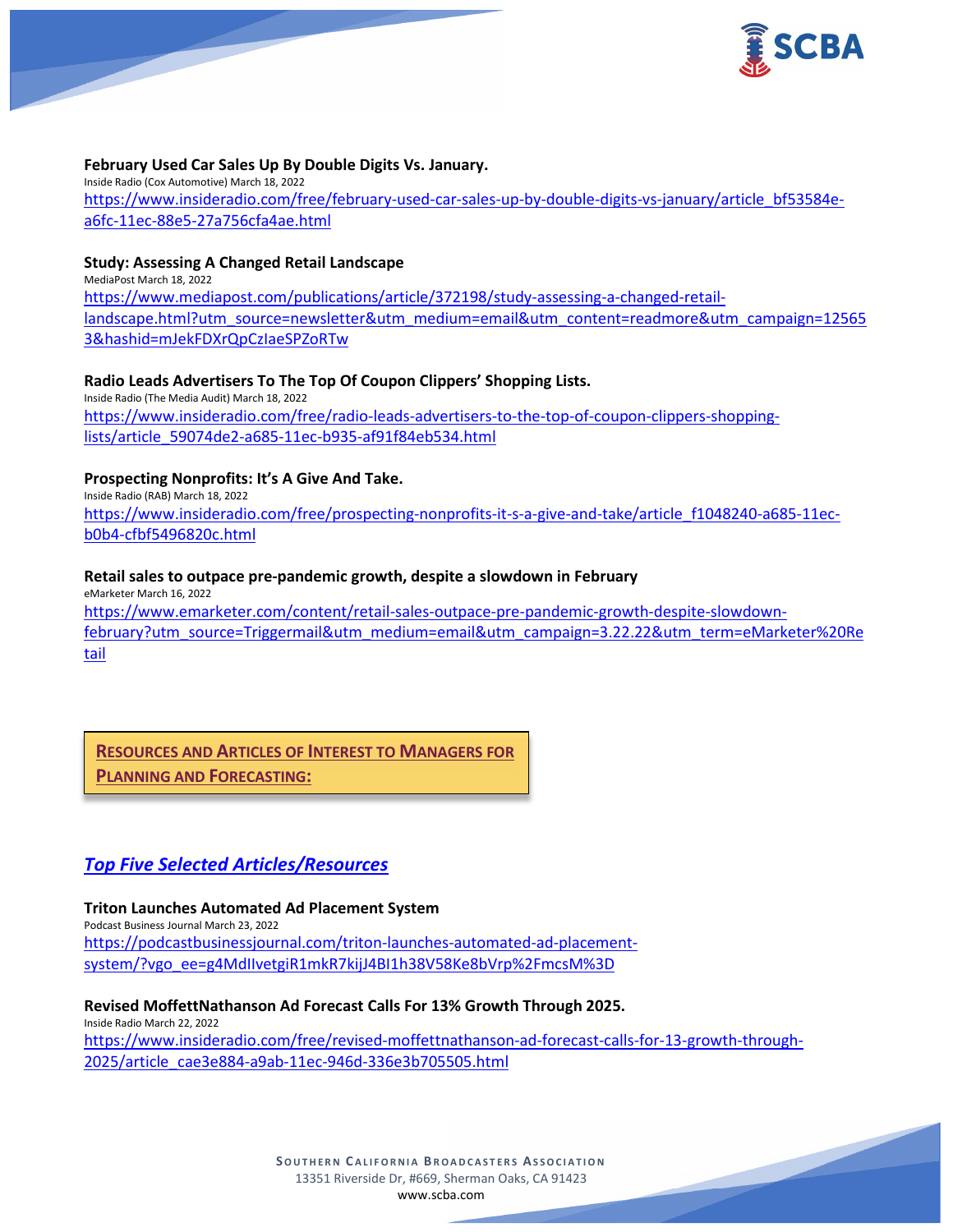**February Used Car Sales Up By Double Digits Vs. January.**
Inside Radio (Cox Automotive) March 18, 2022
https://www.insideradio.com/free/february-used-car-sales-up-by-double-digits-vs-january/article_bf53584e-a6fc-11ec-88e5-27a756cfa4ae.html

**Study: Assessing A Changed Retail Landscape**
MediaPost March 18, 2022
https://www.mediapost.com/publications/article/372198/study-assessing-a-changed-retail-landscape.html?utm_source=newsletter&utm_medium=email&utm_content=readmore&utm_campaign=125653&hashid=mJekFDXrQpCzIaeSPZoRTw

**Radio Leads Advertisers To The Top Of Coupon Clippers' Shopping Lists.**
Inside Radio (The Media Audit) March 18, 2022
https://www.insideradio.com/free/radio-leads-advertisers-to-the-top-of-coupon-clippers-shopping-lists/article_59074de2-a685-11ec-b935-af91f84eb534.html

**Prospecting Nonprofits: It's A Give And Take.**
Inside Radio (RAB) March 18, 2022
https://www.insideradio.com/free/prospecting-nonprofits-it-s-a-give-and-take/article_f1048240-a685-11ec-b0b4-cfbf5496820c.html

**Retail sales to outpace pre-pandemic growth, despite a slowdown in February**
eMarketer March 16, 2022
https://www.emarketer.com/content/retail-sales-outpace-pre-pandemic-growth-despite-slowdown-february?utm_source=Triggermail&utm_medium=email&utm_campaign=3.22.22&utm_term=eMarketer%20Retail

## RESOURCES AND ARTICLES OF INTEREST TO MANAGERS FOR PLANNING AND FORECASTING:

### *Top Five Selected Articles/Resources*

**Triton Launches Automated Ad Placement System**
Podcast Business Journal March 23, 2022
https://podcastbusinessjournal.com/triton-launches-automated-ad-placement-system/?vgo_ee=g4MdIlvetgiR1mkR7kijJ4BI1h38V58Ke8bVrp%2FmcsM%3D

**Revised MoffettNathanson Ad Forecast Calls For 13% Growth Through 2025.**
Inside Radio March 22, 2022
https://www.insideradio.com/free/revised-moffettnathanson-ad-forecast-calls-for-13-growth-through-2025/article_cae3e884-a9ab-11ec-946d-336e3b705505.html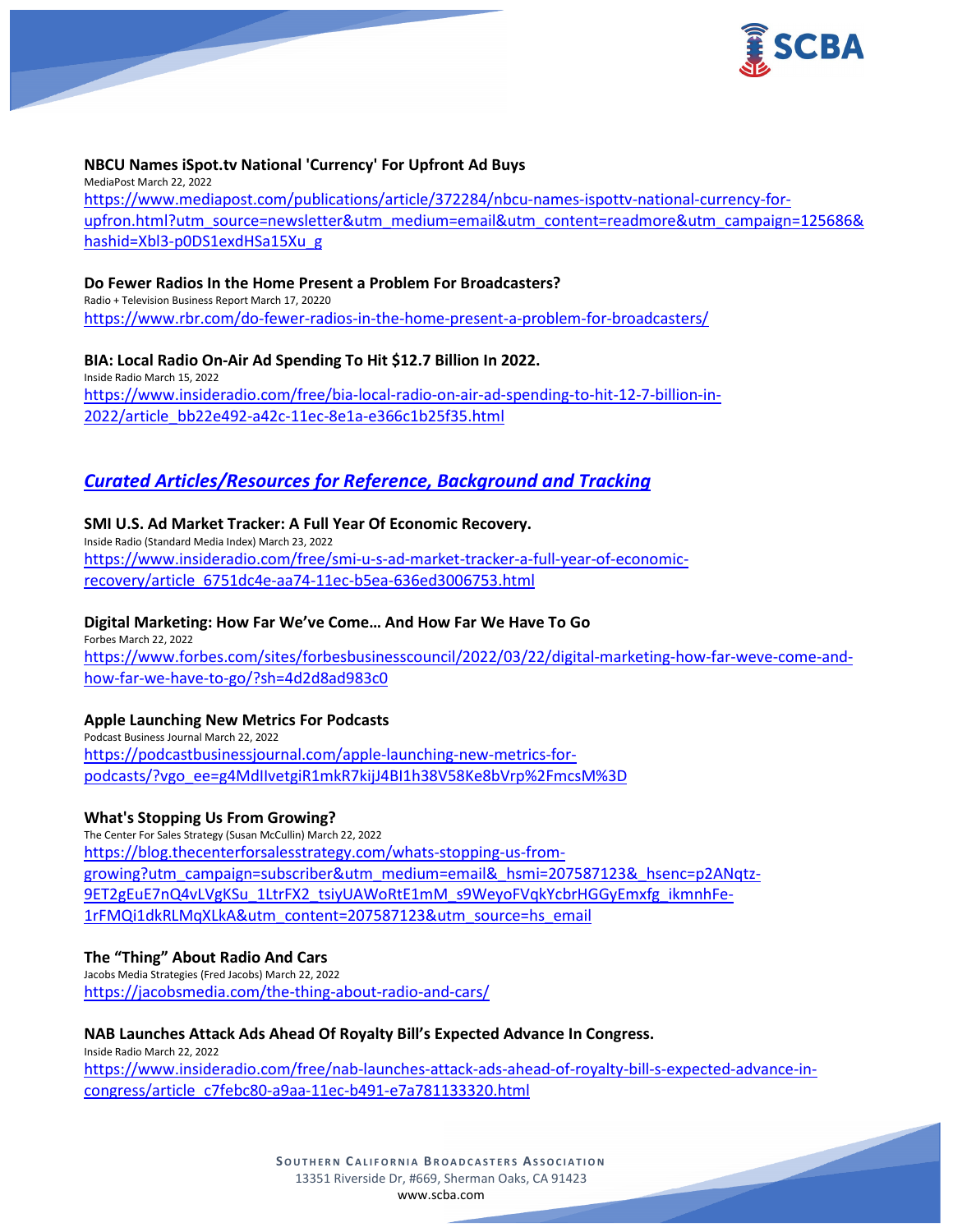**NBCU Names iSpot.tv National 'Currency' For Upfront Ad Buys**
MediaPost March 22, 2022
https://www.mediapost.com/publications/article/372284/nbcu-names-ispottv-national-currency-for-upfron.html?utm_source=newsletter&utm_medium=email&utm_content=readmore&utm_campaign=125686&hashid=Xbl3-p0DS1exdHSa15Xu_g

**Do Fewer Radios In the Home Present a Problem For Broadcasters?**
Radio + Television Business Report March 17, 20220
https://www.rbr.com/do-fewer-radios-in-the-home-present-a-problem-for-broadcasters/

**BIA: Local Radio On-Air Ad Spending To Hit $12.7 Billion In 2022.**
Inside Radio March 15, 2022
https://www.insideradio.com/free/bia-local-radio-on-air-ad-spending-to-hit-12-7-billion-in-2022/article_bb22e492-a42c-11ec-8e1a-e366c1b25f35.html

## *Curated Articles/Resources for Reference, Background and Tracking*

**SMI U.S. Ad Market Tracker: A Full Year Of Economic Recovery.**
Inside Radio (Standard Media Index) March 23, 2022
https://www.insideradio.com/free/smi-u-s-ad-market-tracker-a-full-year-of-economic-recovery/article_6751dc4e-aa74-11ec-b5ea-636ed3006753.html

**Digital Marketing: How Far We've Come… And How Far We Have To Go**
Forbes March 22, 2022
https://www.forbes.com/sites/forbesbusinesscouncil/2022/03/22/digital-marketing-how-far-weve-come-and-how-far-we-have-to-go/?sh=4d2d8ad983c0

**Apple Launching New Metrics For Podcasts**
Podcast Business Journal March 22, 2022
https://podcastbusinessjournal.com/apple-launching-new-metrics-for-podcasts/?vgo_ee=g4MdIlvetgiR1mkR7kijJ4BI1h38V58Ke8bVrp%2FmcsM%3D

**What's Stopping Us From Growing?**
The Center For Sales Strategy (Susan McCullin) March 22, 2022
https://blog.thecenterforsalesstrategy.com/whats-stopping-us-from-growing?utm_campaign=subscriber&utm_medium=email&_hsmi=207587123&_hsenc=p2ANqtz-9ET2gEuE7nQ4vLVgKSu_1LtrFX2_tsiyUAWoRtE1mM_s9WeyoFVqkYcbrHGGyEmxfg_ikmnhFe-1rFMQi1dkRLMqXLkA&utm_content=207587123&utm_source=hs_email

**The "Thing" About Radio And Cars**
Jacobs Media Strategies (Fred Jacobs) March 22, 2022
https://jacobsmedia.com/the-thing-about-radio-and-cars/

**NAB Launches Attack Ads Ahead Of Royalty Bill's Expected Advance In Congress.**
Inside Radio March 22, 2022
https://www.insideradio.com/free/nab-launches-attack-ads-ahead-of-royalty-bill-s-expected-advance-in-congress/article_c7febc80-a9aa-11ec-b491-e7a781133320.html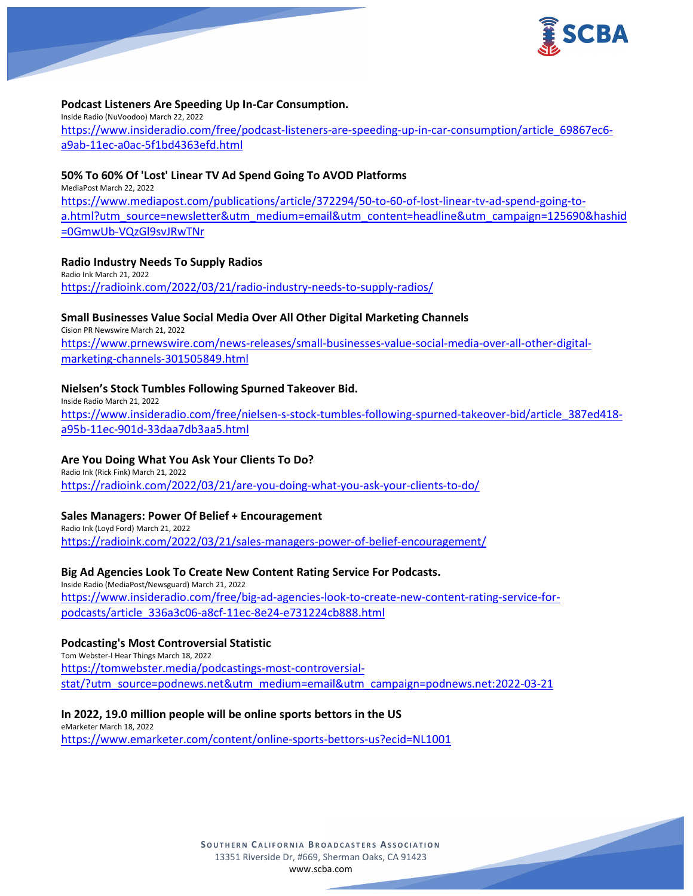**Podcast Listeners Are Speeding Up In-Car Consumption.**
Inside Radio (NuVoodoo) March 22, 2022
https://www.insideradio.com/free/podcast-listeners-are-speeding-up-in-car-consumption/article_69867ec6-a9ab-11ec-a0ac-5f1bd4363efd.html

**50% To 60% Of 'Lost' Linear TV Ad Spend Going To AVOD Platforms**
MediaPost March 22, 2022
https://www.mediapost.com/publications/article/372294/50-to-60-of-lost-linear-tv-ad-spend-going-to-a.html?utm_source=newsletter&utm_medium=email&utm_content=headline&utm_campaign=125690&hashid=0GmwUb-VQzGl9svJRwTNr

**Radio Industry Needs To Supply Radios**
Radio Ink March 21, 2022
https://radioink.com/2022/03/21/radio-industry-needs-to-supply-radios/

**Small Businesses Value Social Media Over All Other Digital Marketing Channels**
Cision PR Newswire March 21, 2022
https://www.prnewswire.com/news-releases/small-businesses-value-social-media-over-all-other-digital-marketing-channels-301505849.html

**Nielsen's Stock Tumbles Following Spurned Takeover Bid.**
Inside Radio March 21, 2022
https://www.insideradio.com/free/nielsen-s-stock-tumbles-following-spurned-takeover-bid/article_387ed418-a95b-11ec-901d-33daa7db3aa5.html

**Are You Doing What You Ask Your Clients To Do?**
Radio Ink (Rick Fink) March 21, 2022
https://radioink.com/2022/03/21/are-you-doing-what-you-ask-your-clients-to-do/

**Sales Managers: Power Of Belief + Encouragement**
Radio Ink (Loyd Ford) March 21, 2022
https://radioink.com/2022/03/21/sales-managers-power-of-belief-encouragement/

**Big Ad Agencies Look To Create New Content Rating Service For Podcasts.**
Inside Radio (MediaPost/Newsguard) March 21, 2022
https://www.insideradio.com/free/big-ad-agencies-look-to-create-new-content-rating-service-for-podcasts/article_336a3c06-a8cf-11ec-8e24-e731224cb888.html

**Podcasting's Most Controversial Statistic**
Tom Webster-I Hear Things March 18, 2022
https://tomwebster.media/podcastings-most-controversial-stat/?utm_source=podnews.net&utm_medium=email&utm_campaign=podnews.net:2022-03-21

**In 2022, 19.0 million people will be online sports bettors in the US**
eMarketer March 18, 2022
https://www.emarketer.com/content/online-sports-bettors-us?ecid=NL1001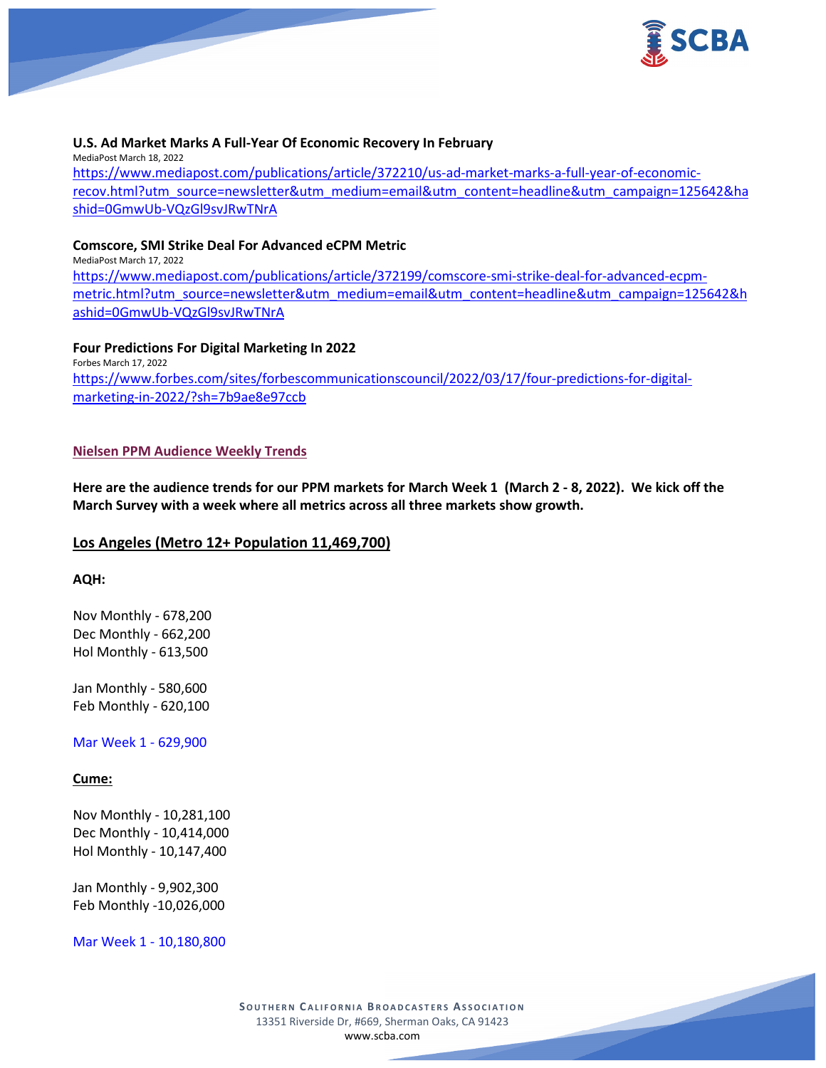**U.S. Ad Market Marks A Full-Year Of Economic Recovery In February**

MediaPost March 18, 2022

https://www.mediapost.com/publications/article/372210/us-ad-market-marks-a-full-year-of-economic-recov.html?utm_source=newsletter&utm_medium=email&utm_content=headline&utm_campaign=125642&hashid=0GmwUb-VQzGl9svJRwTNrA

**Comscore, SMI Strike Deal For Advanced eCPM Metric**

MediaPost March 17, 2022

https://www.mediapost.com/publications/article/372199/comscore-smi-strike-deal-for-advanced-ecpm-metric.html?utm_source=newsletter&utm_medium=email&utm_content=headline&utm_campaign=125642&hashid=0GmwUb-VQzGl9svJRwTNrA

**Four Predictions For Digital Marketing In 2022**

Forbes March 17, 2022

https://www.forbes.com/sites/forbescommunicationscouncil/2022/03/17/four-predictions-for-digital-marketing-in-2022/?sh=7b9ae8e97ccb

## Nielsen PPM Audience Weekly Trends

**Here are the audience trends for our PPM markets for March Week 1 (March 2 - 8, 2022). We kick off the March Survey with a week where all metrics across all three markets show growth.**

### Los Angeles (Metro 12+ Population 11,469,700)

**AQH:**

Nov Monthly - 678,200
Dec Monthly - 662,200
Hol Monthly - 613,500

Jan Monthly - 580,600
Feb Monthly - 620,100

Mar Week 1 - 629,900

**Cume:**

Nov Monthly - 10,281,100
Dec Monthly - 10,414,000
Hol Monthly - 10,147,400

Jan Monthly - 9,902,300
Feb Monthly -10,026,000

Mar Week 1 - 10,180,800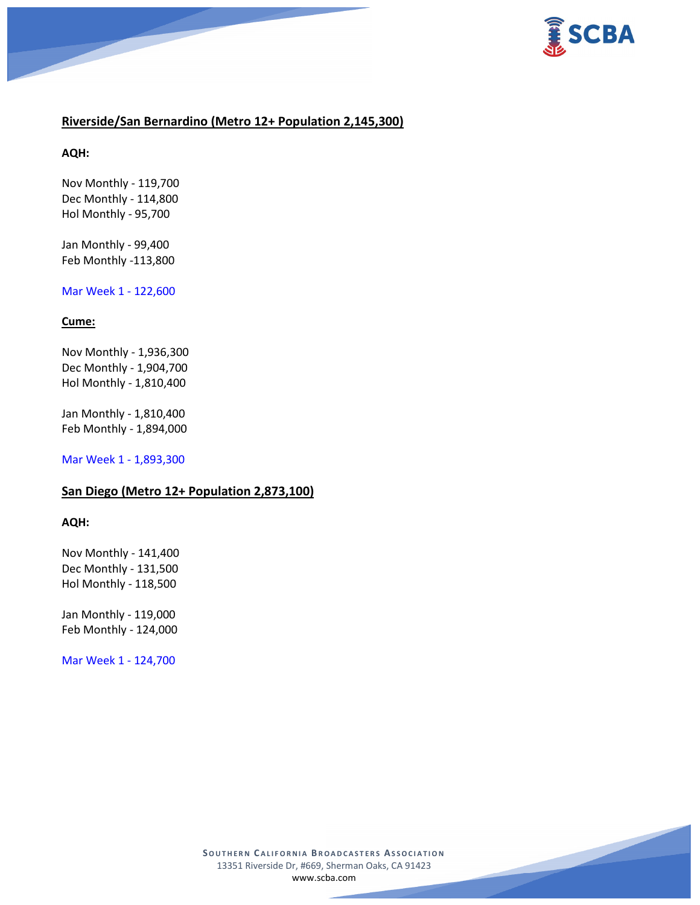## Riverside/San Bernardino (Metro 12+ Population 2,145,300)

**AQH:**

Nov Monthly - 119,700
Dec Monthly - 114,800
Hol Monthly - 95,700

Jan Monthly - 99,400
Feb Monthly -113,800

Mar Week 1 - 122,600

**Cume:**

Nov Monthly - 1,936,300
Dec Monthly - 1,904,700
Hol Monthly - 1,810,400

Jan Monthly - 1,810,400
Feb Monthly - 1,894,000

Mar Week 1 - 1,893,300

## San Diego (Metro 12+ Population 2,873,100)

**AQH:**

Nov Monthly - 141,400
Dec Monthly - 131,500
Hol Monthly - 118,500

Jan Monthly - 119,000
Feb Monthly - 124,000

Mar Week 1 - 124,700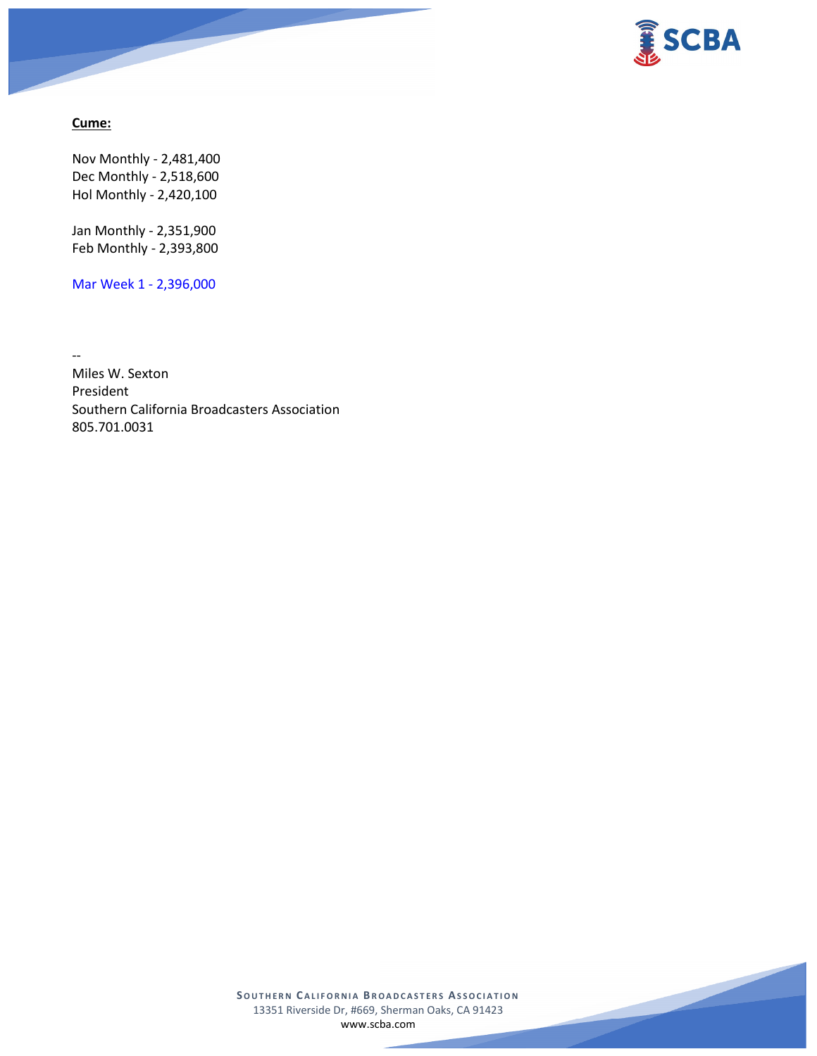**Cume:**

Nov Monthly - 2,481,400
Dec Monthly - 2,518,600
Hol Monthly - 2,420,100

Jan Monthly - 2,351,900
Feb Monthly - 2,393,800

Mar Week 1 - 2,396,000

--
Miles W. Sexton
President
Southern California Broadcasters Association
805.701.0031